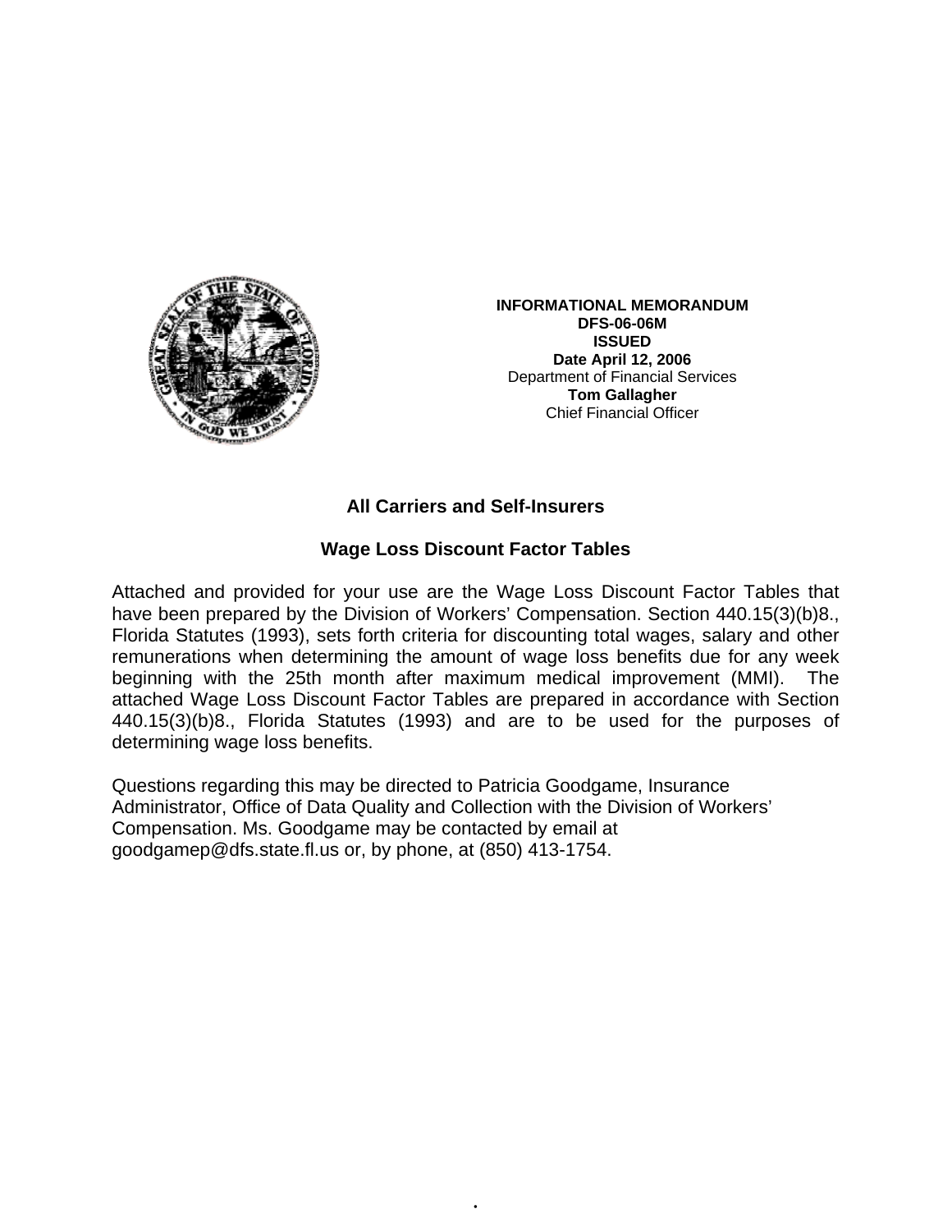**INFORMATIONAL MEMORANDUM**
**DFS-06-06M**
**ISSUED**
**Date April 12, 2006**
Department of Financial Services
**Tom Gallagher**
Chief Financial Officer

## All Carriers and Self-Insurers

## Wage Loss Discount Factor Tables

Attached and provided for your use are the Wage Loss Discount Factor Tables that have been prepared by the Division of Workers' Compensation. Section 440.15(3)(b)8., Florida Statutes (1993), sets forth criteria for discounting total wages, salary and other remunerations when determining the amount of wage loss benefits due for any week beginning with the 25th month after maximum medical improvement (MMI). The attached Wage Loss Discount Factor Tables are prepared in accordance with Section 440.15(3)(b)8., Florida Statutes (1993) and are to be used for the purposes of determining wage loss benefits.

Questions regarding this may be directed to Patricia Goodgame, Insurance Administrator, Office of Data Quality and Collection with the Division of Workers' Compensation. Ms. Goodgame may be contacted by email at goodgamep@dfs.state.fl.us or, by phone, at (850) 413-1754.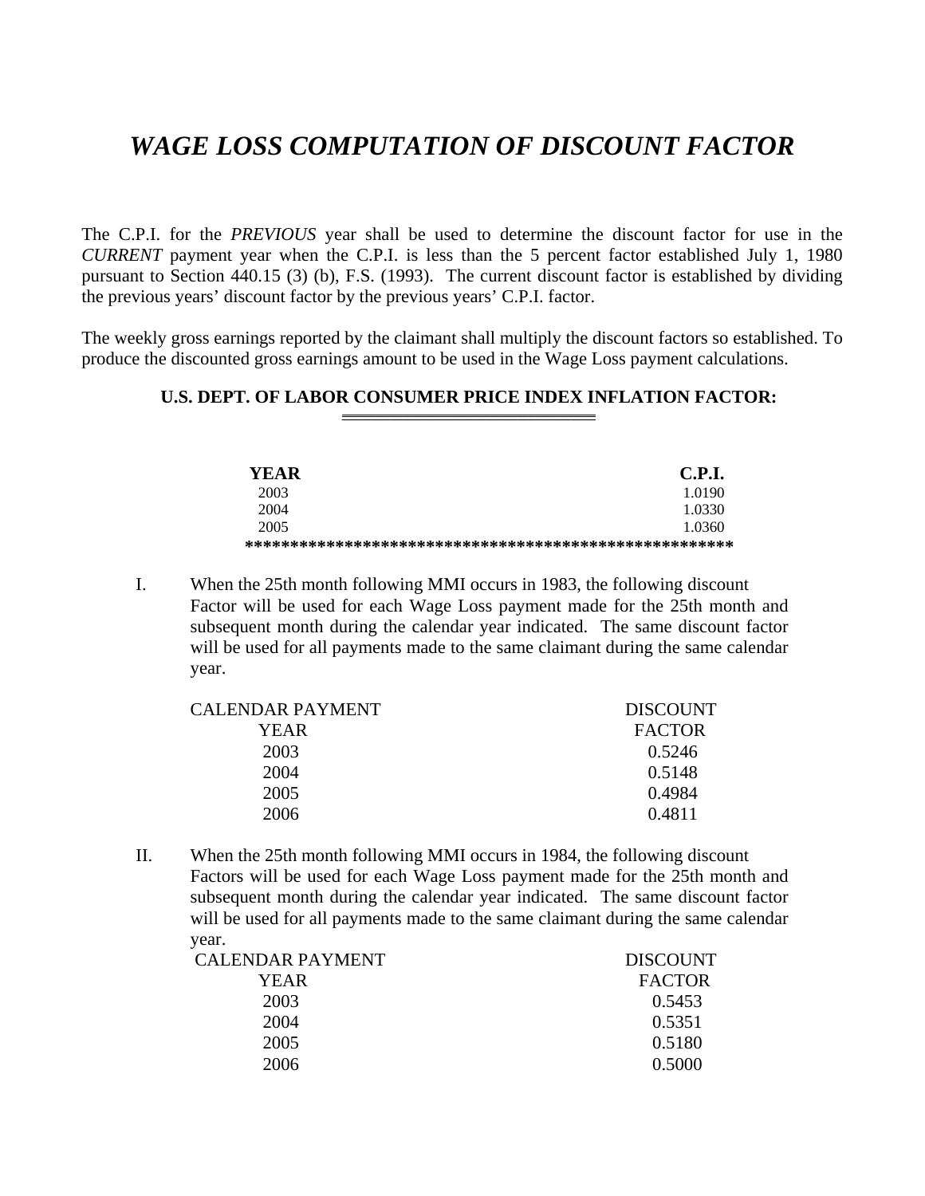# *WAGE LOSS COMPUTATION OF DISCOUNT FACTOR*

The C.P.I. for the *PREVIOUS* year shall be used to determine the discount factor for use in the *CURRENT* payment year when the C.P.I. is less than the 5 percent factor established July 1, 1980 pursuant to Section 440.15 (3) (b), F.S. (1993). The current discount factor is established by dividing the previous years' discount factor by the previous years' C.P.I. factor.

The weekly gross earnings reported by the claimant shall multiply the discount factors so established. To produce the discounted gross earnings amount to be used in the Wage Loss payment calculations.

**U.S. DEPT. OF LABOR CONSUMER PRICE INDEX INFLATION FACTOR:**

| YEAR | C.P.I. |
|---|---|
| 2003 | 1.0190 |
| 2004 | 1.0330 |
| 2005 | 1.0360 |

*******************************************************

I. When the 25th month following MMI occurs in 1983, the following discount Factor will be used for each Wage Loss payment made for the 25th month and subsequent month during the calendar year indicated. The same discount factor will be used for all payments made to the same claimant during the same calendar year.

| CALENDAR PAYMENT YEAR | DISCOUNT FACTOR |
|---|---|
| 2003 | 0.5246 |
| 2004 | 0.5148 |
| 2005 | 0.4984 |
| 2006 | 0.4811 |

II. When the 25th month following MMI occurs in 1984, the following discount Factors will be used for each Wage Loss payment made for the 25th month and subsequent month during the calendar year indicated. The same discount factor will be used for all payments made to the same claimant during the same calendar year.

| CALENDAR PAYMENT YEAR | DISCOUNT FACTOR |
|---|---|
| 2003 | 0.5453 |
| 2004 | 0.5351 |
| 2005 | 0.5180 |
| 2006 | 0.5000 |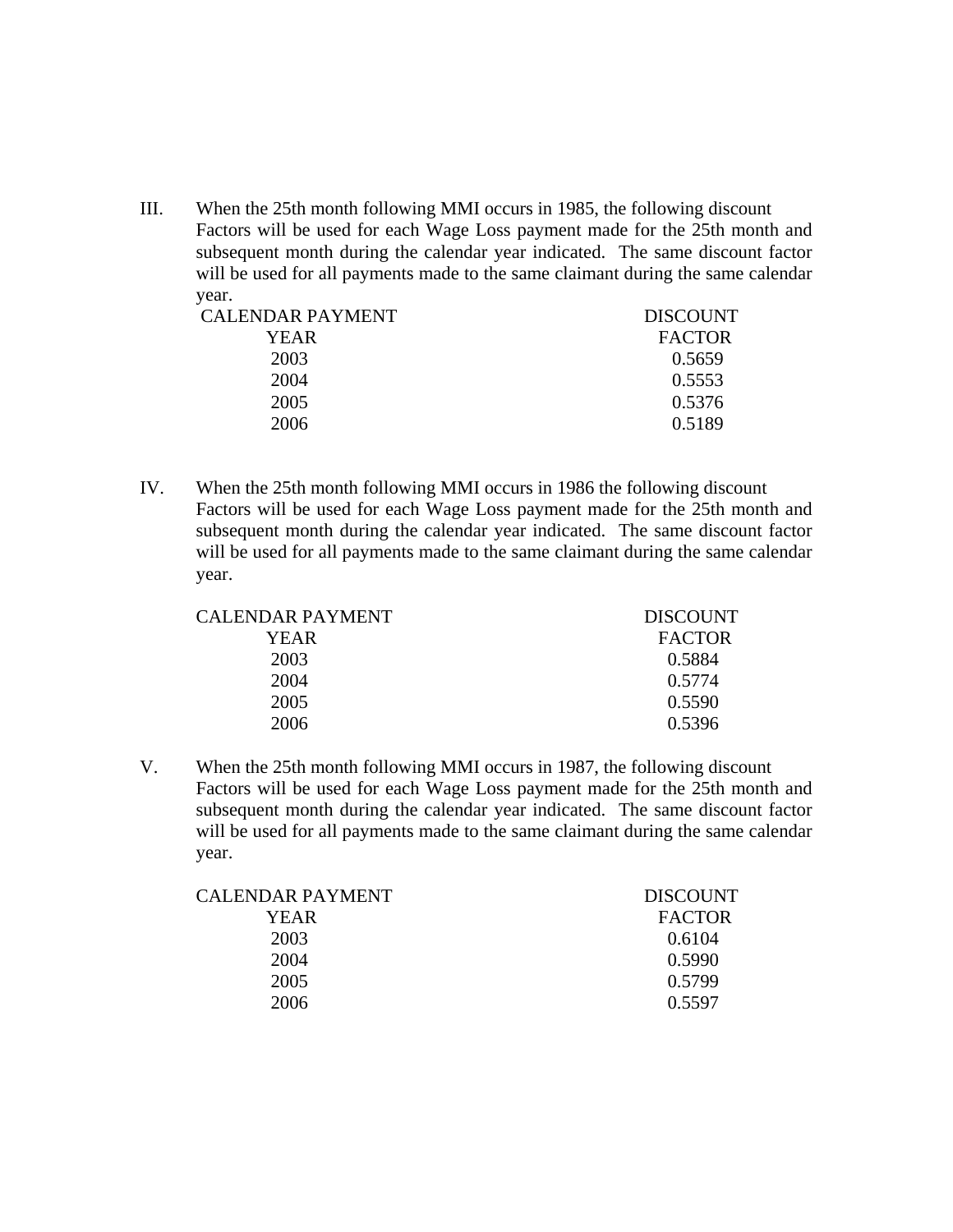III. When the 25th month following MMI occurs in 1985, the following discount Factors will be used for each Wage Loss payment made for the 25th month and subsequent month during the calendar year indicated. The same discount factor will be used for all payments made to the same claimant during the same calendar year.

| CALENDAR PAYMENT YEAR | DISCOUNT FACTOR |
|---|---|
| 2003 | 0.5659 |
| 2004 | 0.5553 |
| 2005 | 0.5376 |
| 2006 | 0.5189 |

IV. When the 25th month following MMI occurs in 1986 the following discount Factors will be used for each Wage Loss payment made for the 25th month and subsequent month during the calendar year indicated. The same discount factor will be used for all payments made to the same claimant during the same calendar year.

| CALENDAR PAYMENT YEAR | DISCOUNT FACTOR |
|---|---|
| 2003 | 0.5884 |
| 2004 | 0.5774 |
| 2005 | 0.5590 |
| 2006 | 0.5396 |

V. When the 25th month following MMI occurs in 1987, the following discount Factors will be used for each Wage Loss payment made for the 25th month and subsequent month during the calendar year indicated. The same discount factor will be used for all payments made to the same claimant during the same calendar year.

| CALENDAR PAYMENT YEAR | DISCOUNT FACTOR |
|---|---|
| 2003 | 0.6104 |
| 2004 | 0.5990 |
| 2005 | 0.5799 |
| 2006 | 0.5597 |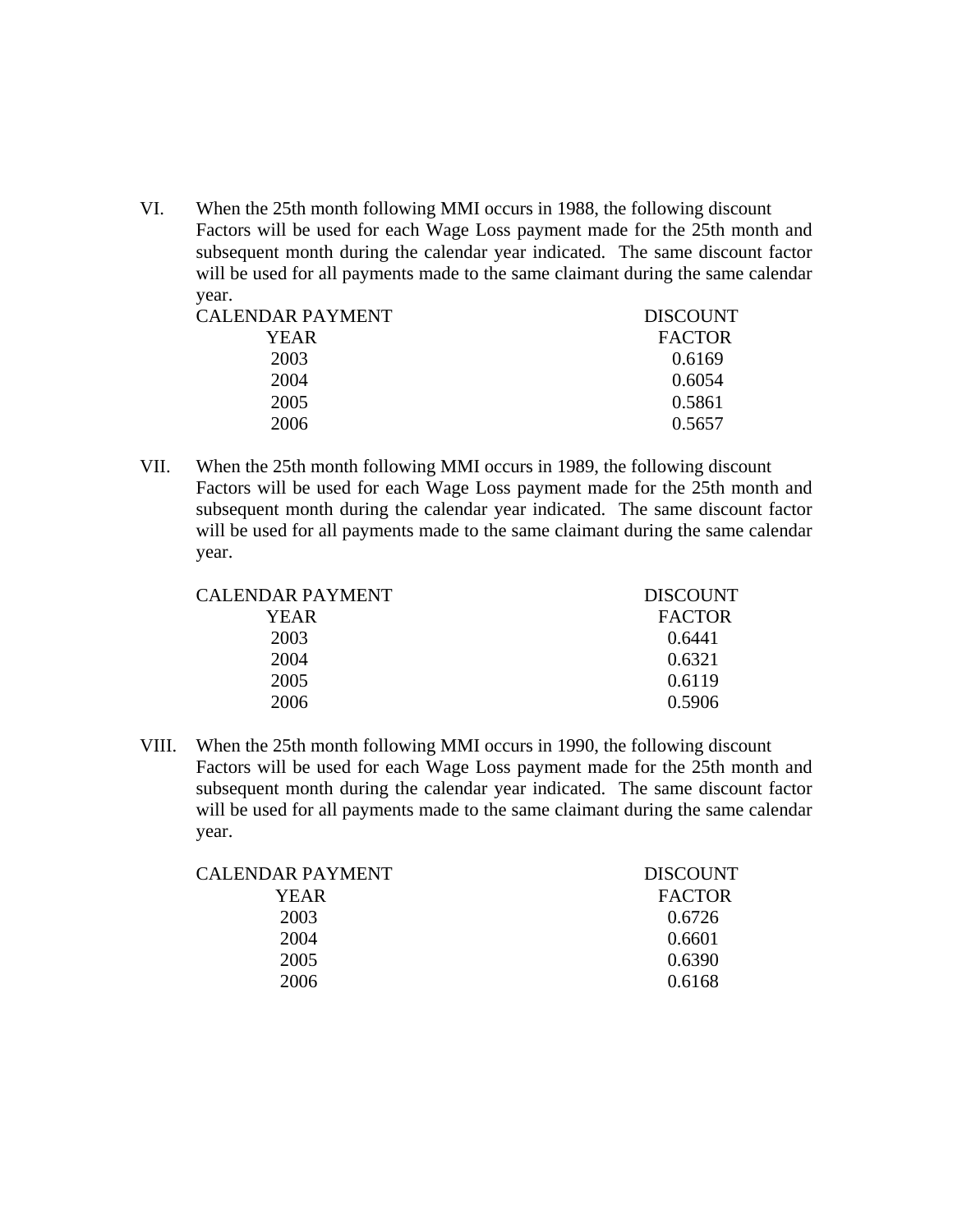VI. When the 25th month following MMI occurs in 1988, the following discount Factors will be used for each Wage Loss payment made for the 25th month and subsequent month during the calendar year indicated. The same discount factor will be used for all payments made to the same claimant during the same calendar year.

| CALENDAR PAYMENT YEAR | DISCOUNT FACTOR |
|---|---|
| 2003 | 0.6169 |
| 2004 | 0.6054 |
| 2005 | 0.5861 |
| 2006 | 0.5657 |

VII. When the 25th month following MMI occurs in 1989, the following discount Factors will be used for each Wage Loss payment made for the 25th month and subsequent month during the calendar year indicated. The same discount factor will be used for all payments made to the same claimant during the same calendar year.

| CALENDAR PAYMENT YEAR | DISCOUNT FACTOR |
|---|---|
| 2003 | 0.6441 |
| 2004 | 0.6321 |
| 2005 | 0.6119 |
| 2006 | 0.5906 |

VIII. When the 25th month following MMI occurs in 1990, the following discount Factors will be used for each Wage Loss payment made for the 25th month and subsequent month during the calendar year indicated. The same discount factor will be used for all payments made to the same claimant during the same calendar year.

| CALENDAR PAYMENT YEAR | DISCOUNT FACTOR |
|---|---|
| 2003 | 0.6726 |
| 2004 | 0.6601 |
| 2005 | 0.6390 |
| 2006 | 0.6168 |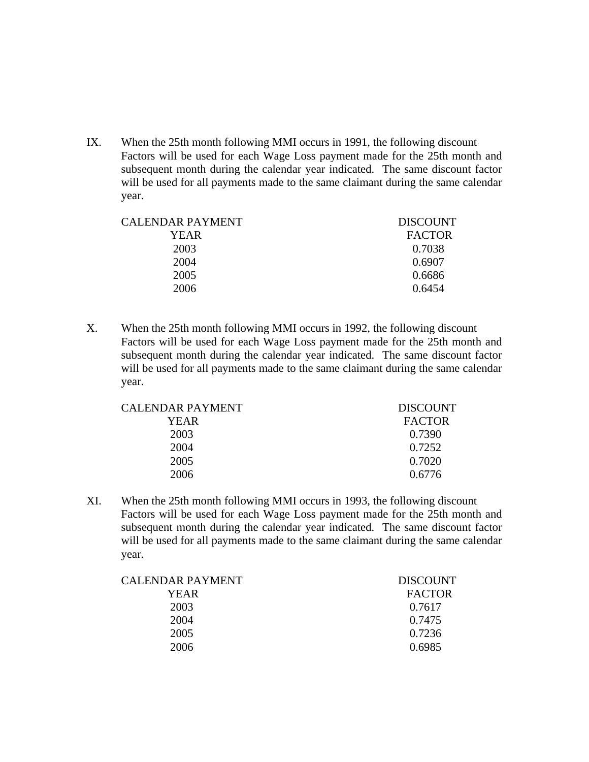IX. When the 25th month following MMI occurs in 1991, the following discount Factors will be used for each Wage Loss payment made for the 25th month and subsequent month during the calendar year indicated. The same discount factor will be used for all payments made to the same claimant during the same calendar year.

| CALENDAR PAYMENT YEAR | DISCOUNT FACTOR |
|---|---|
| 2003 | 0.7038 |
| 2004 | 0.6907 |
| 2005 | 0.6686 |
| 2006 | 0.6454 |

X. When the 25th month following MMI occurs in 1992, the following discount Factors will be used for each Wage Loss payment made for the 25th month and subsequent month during the calendar year indicated. The same discount factor will be used for all payments made to the same claimant during the same calendar year.

| CALENDAR PAYMENT YEAR | DISCOUNT FACTOR |
|---|---|
| 2003 | 0.7390 |
| 2004 | 0.7252 |
| 2005 | 0.7020 |
| 2006 | 0.6776 |

XI. When the 25th month following MMI occurs in 1993, the following discount Factors will be used for each Wage Loss payment made for the 25th month and subsequent month during the calendar year indicated. The same discount factor will be used for all payments made to the same claimant during the same calendar year.

| CALENDAR PAYMENT YEAR | DISCOUNT FACTOR |
|---|---|
| 2003 | 0.7617 |
| 2004 | 0.7475 |
| 2005 | 0.7236 |
| 2006 | 0.6985 |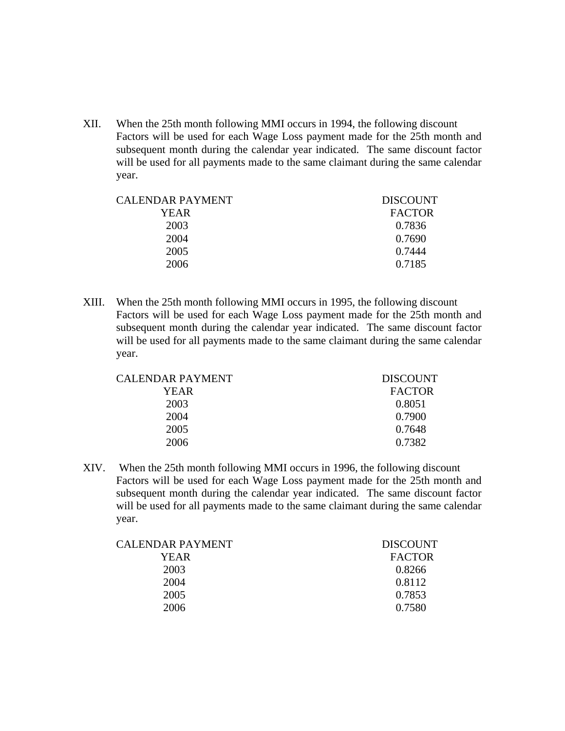XII. When the 25th month following MMI occurs in 1994, the following discount Factors will be used for each Wage Loss payment made for the 25th month and subsequent month during the calendar year indicated. The same discount factor will be used for all payments made to the same claimant during the same calendar year.

| CALENDAR PAYMENT YEAR | DISCOUNT FACTOR |
|---|---|
| 2003 | 0.7836 |
| 2004 | 0.7690 |
| 2005 | 0.7444 |
| 2006 | 0.7185 |

XIII. When the 25th month following MMI occurs in 1995, the following discount Factors will be used for each Wage Loss payment made for the 25th month and subsequent month during the calendar year indicated. The same discount factor will be used for all payments made to the same claimant during the same calendar year.

| CALENDAR PAYMENT YEAR | DISCOUNT FACTOR |
|---|---|
| 2003 | 0.8051 |
| 2004 | 0.7900 |
| 2005 | 0.7648 |
| 2006 | 0.7382 |

XIV. When the 25th month following MMI occurs in 1996, the following discount Factors will be used for each Wage Loss payment made for the 25th month and subsequent month during the calendar year indicated. The same discount factor will be used for all payments made to the same claimant during the same calendar year.

| CALENDAR PAYMENT YEAR | DISCOUNT FACTOR |
|---|---|
| 2003 | 0.8266 |
| 2004 | 0.8112 |
| 2005 | 0.7853 |
| 2006 | 0.7580 |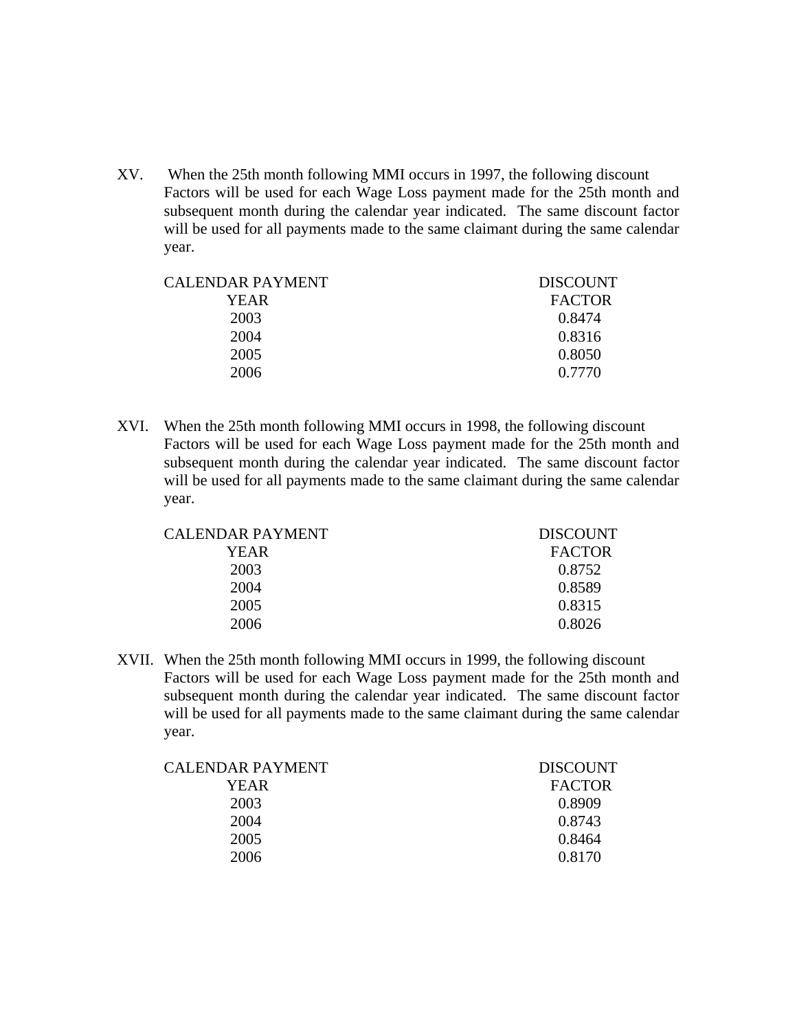XV. When the 25th month following MMI occurs in 1997, the following discount Factors will be used for each Wage Loss payment made for the 25th month and subsequent month during the calendar year indicated. The same discount factor will be used for all payments made to the same claimant during the same calendar year.

| CALENDAR PAYMENT YEAR | DISCOUNT FACTOR |
|---|---|
| 2003 | 0.8474 |
| 2004 | 0.8316 |
| 2005 | 0.8050 |
| 2006 | 0.7770 |

XVI. When the 25th month following MMI occurs in 1998, the following discount Factors will be used for each Wage Loss payment made for the 25th month and subsequent month during the calendar year indicated. The same discount factor will be used for all payments made to the same claimant during the same calendar year.

| CALENDAR PAYMENT YEAR | DISCOUNT FACTOR |
|---|---|
| 2003 | 0.8752 |
| 2004 | 0.8589 |
| 2005 | 0.8315 |
| 2006 | 0.8026 |

XVII. When the 25th month following MMI occurs in 1999, the following discount Factors will be used for each Wage Loss payment made for the 25th month and subsequent month during the calendar year indicated. The same discount factor will be used for all payments made to the same claimant during the same calendar year.

| CALENDAR PAYMENT YEAR | DISCOUNT FACTOR |
|---|---|
| 2003 | 0.8909 |
| 2004 | 0.8743 |
| 2005 | 0.8464 |
| 2006 | 0.8170 |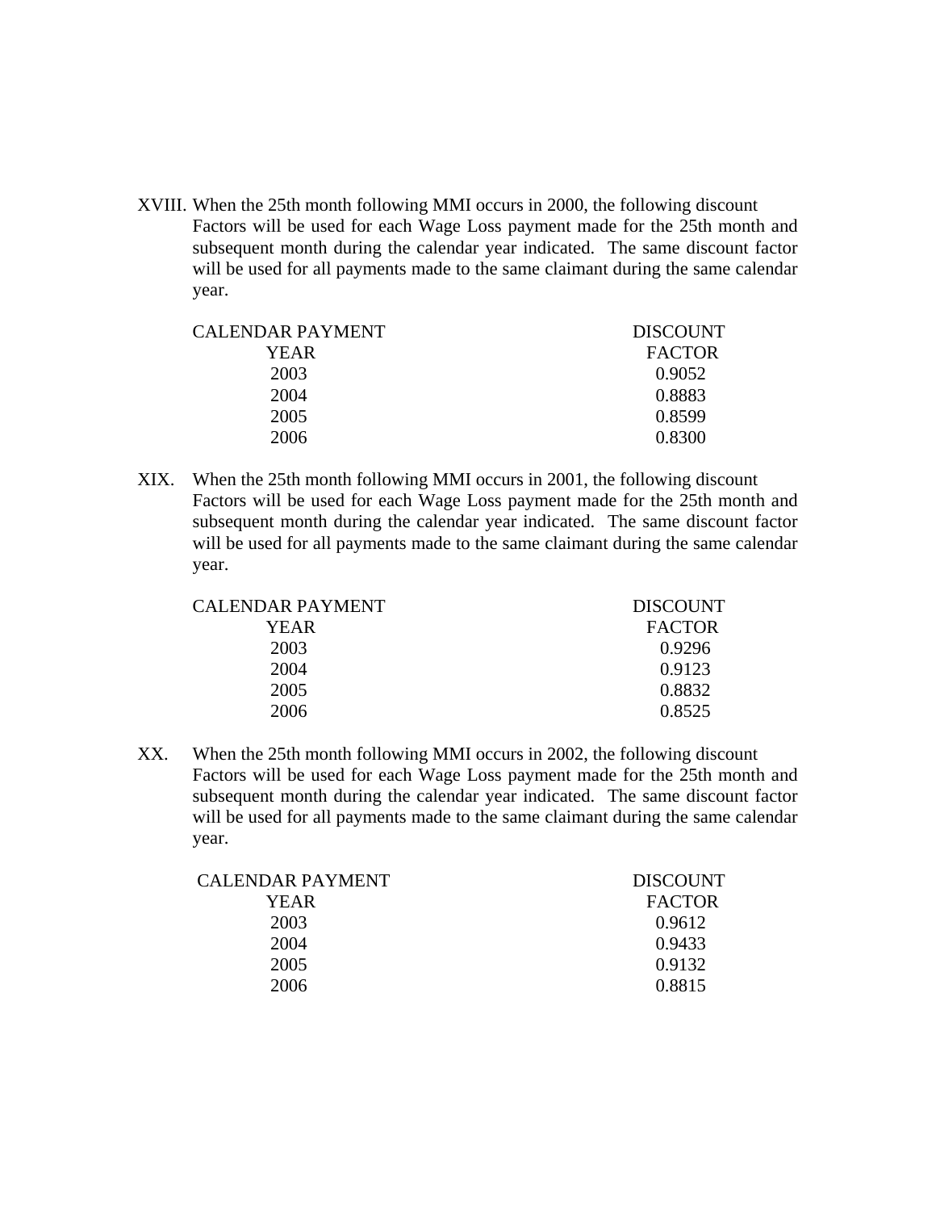XVIII. When the 25th month following MMI occurs in 2000, the following discount Factors will be used for each Wage Loss payment made for the 25th month and subsequent month during the calendar year indicated. The same discount factor will be used for all payments made to the same claimant during the same calendar year.

| CALENDAR PAYMENT YEAR | DISCOUNT FACTOR |
| --- | --- |
| 2003 | 0.9052 |
| 2004 | 0.8883 |
| 2005 | 0.8599 |
| 2006 | 0.8300 |

XIX. When the 25th month following MMI occurs in 2001, the following discount Factors will be used for each Wage Loss payment made for the 25th month and subsequent month during the calendar year indicated. The same discount factor will be used for all payments made to the same claimant during the same calendar year.

| CALENDAR PAYMENT YEAR | DISCOUNT FACTOR |
| --- | --- |
| 2003 | 0.9296 |
| 2004 | 0.9123 |
| 2005 | 0.8832 |
| 2006 | 0.8525 |

XX. When the 25th month following MMI occurs in 2002, the following discount Factors will be used for each Wage Loss payment made for the 25th month and subsequent month during the calendar year indicated. The same discount factor will be used for all payments made to the same claimant during the same calendar year.

| CALENDAR PAYMENT YEAR | DISCOUNT FACTOR |
| --- | --- |
| 2003 | 0.9612 |
| 2004 | 0.9433 |
| 2005 | 0.9132 |
| 2006 | 0.8815 |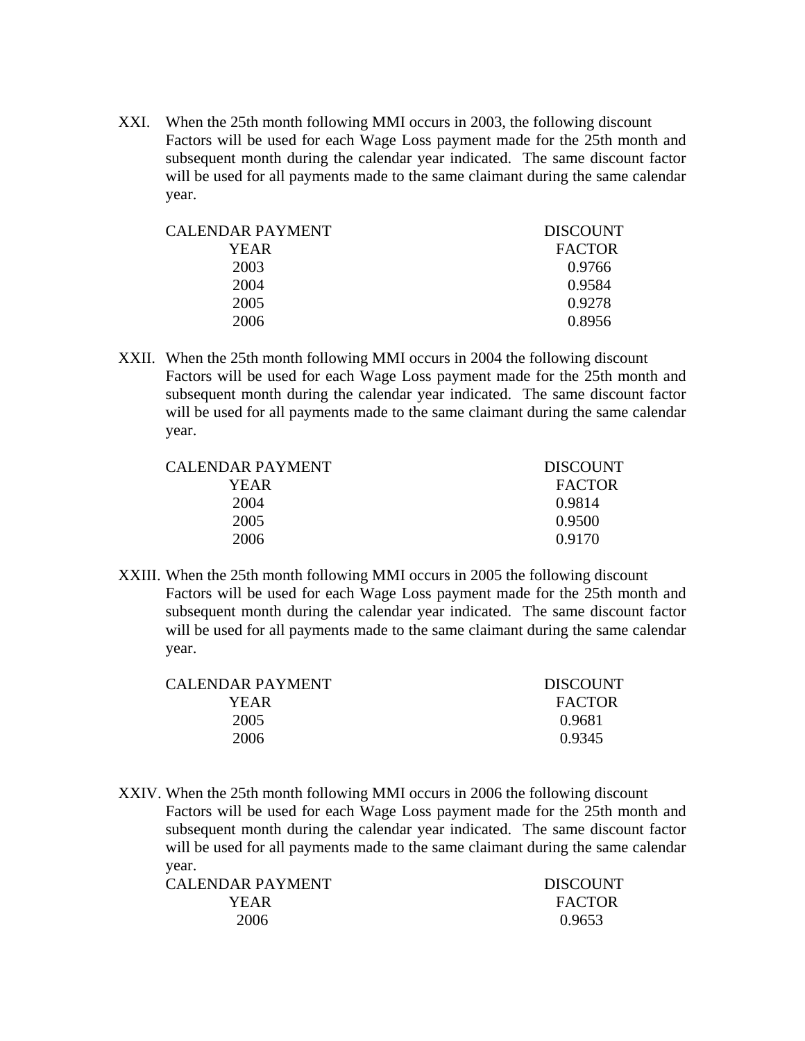XXI. When the 25th month following MMI occurs in 2003, the following discount Factors will be used for each Wage Loss payment made for the 25th month and subsequent month during the calendar year indicated. The same discount factor will be used for all payments made to the same claimant during the same calendar year.

| CALENDAR PAYMENT YEAR | DISCOUNT FACTOR |
|---|---|
| 2003 | 0.9766 |
| 2004 | 0.9584 |
| 2005 | 0.9278 |
| 2006 | 0.8956 |

XXII. When the 25th month following MMI occurs in 2004 the following discount Factors will be used for each Wage Loss payment made for the 25th month and subsequent month during the calendar year indicated. The same discount factor will be used for all payments made to the same claimant during the same calendar year.

| CALENDAR PAYMENT YEAR | DISCOUNT FACTOR |
|---|---|
| 2004 | 0.9814 |
| 2005 | 0.9500 |
| 2006 | 0.9170 |

XXIII. When the 25th month following MMI occurs in 2005 the following discount Factors will be used for each Wage Loss payment made for the 25th month and subsequent month during the calendar year indicated. The same discount factor will be used for all payments made to the same claimant during the same calendar year.

| CALENDAR PAYMENT YEAR | DISCOUNT FACTOR |
|---|---|
| 2005 | 0.9681 |
| 2006 | 0.9345 |

XXIV. When the 25th month following MMI occurs in 2006 the following discount Factors will be used for each Wage Loss payment made for the 25th month and subsequent month during the calendar year indicated. The same discount factor will be used for all payments made to the same claimant during the same calendar year.

| CALENDAR PAYMENT YEAR | DISCOUNT FACTOR |
|---|---|
| 2006 | 0.9653 |